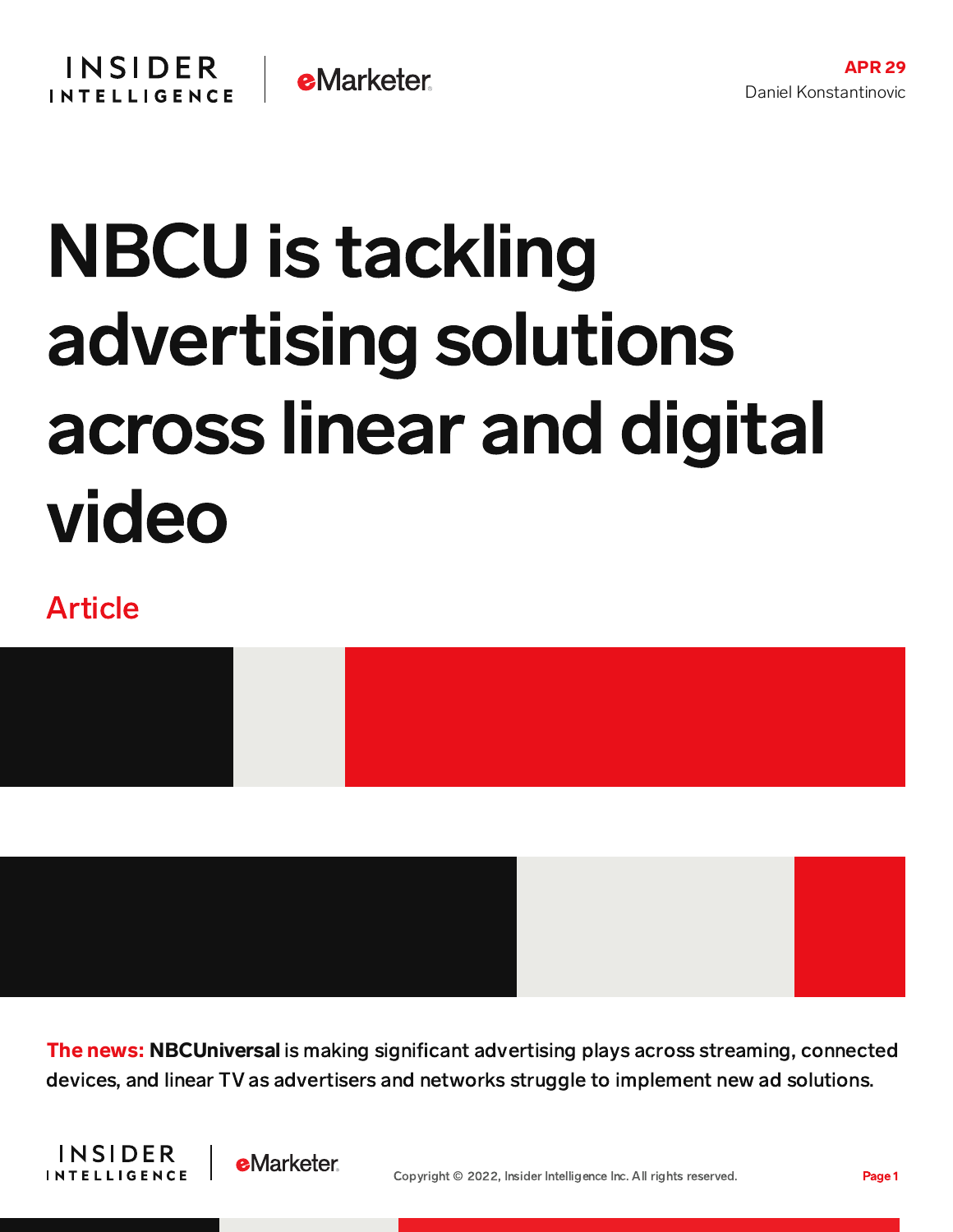APR 29
Daniel Konstantinovic

# NBCU is tackling advertising solutions across linear and digital video

Article

**The news: NBCUniversal** is making significant advertising plays across streaming, connected devices, and linear TV as advertisers and networks struggle to implement new ad solutions.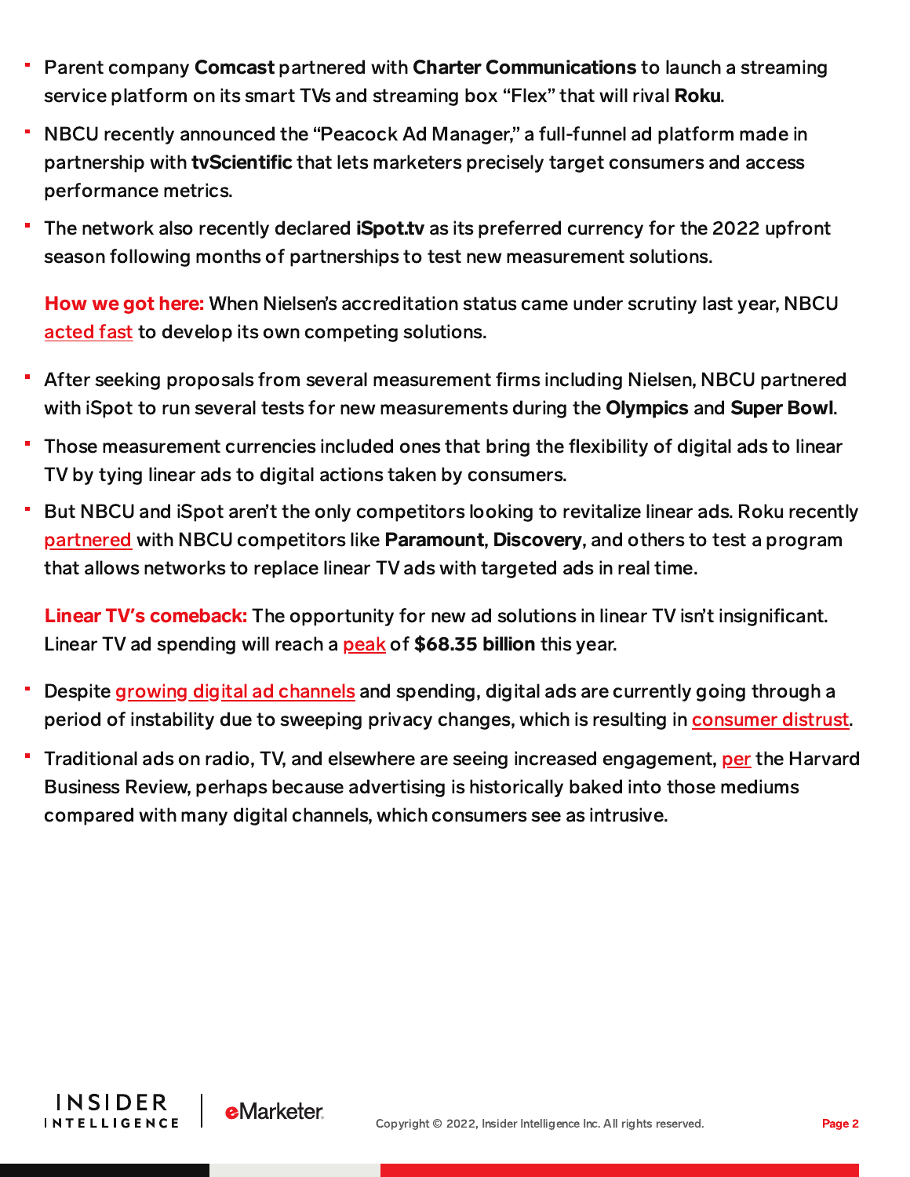- Parent company **Comcast** partnered with **Charter Communications** to launch a streaming service platform on its smart TVs and streaming box "Flex" that will rival **Roku**.
- NBCU recently announced the "Peacock Ad Manager," a full-funnel ad platform made in partnership with **tvScientific** that lets marketers precisely target consumers and access performance metrics.
- The network also recently declared **iSpot.tv** as its preferred currency for the 2022 upfront season following months of partnerships to test new measurement solutions.

**How we got here:** When Nielsen's accreditation status came under scrutiny last year, NBCU acted fast to develop its own competing solutions.

- After seeking proposals from several measurement firms including Nielsen, NBCU partnered with iSpot to run several tests for new measurements during the **Olympics** and **Super Bowl**.
- Those measurement currencies included ones that bring the flexibility of digital ads to linear TV by tying linear ads to digital actions taken by consumers.
- But NBCU and iSpot aren't the only competitors looking to revitalize linear ads. Roku recently partnered with NBCU competitors like **Paramount**, **Discovery**, and others to test a program that allows networks to replace linear TV ads with targeted ads in real time.

**Linear TV's comeback:** The opportunity for new ad solutions in linear TV isn't insignificant. Linear TV ad spending will reach a peak of **$68.35 billion** this year.

- Despite growing digital ad channels and spending, digital ads are currently going through a period of instability due to sweeping privacy changes, which is resulting in consumer distrust.
- Traditional ads on radio, TV, and elsewhere are seeing increased engagement, per the Harvard Business Review, perhaps because advertising is historically baked into those mediums compared with many digital channels, which consumers see as intrusive.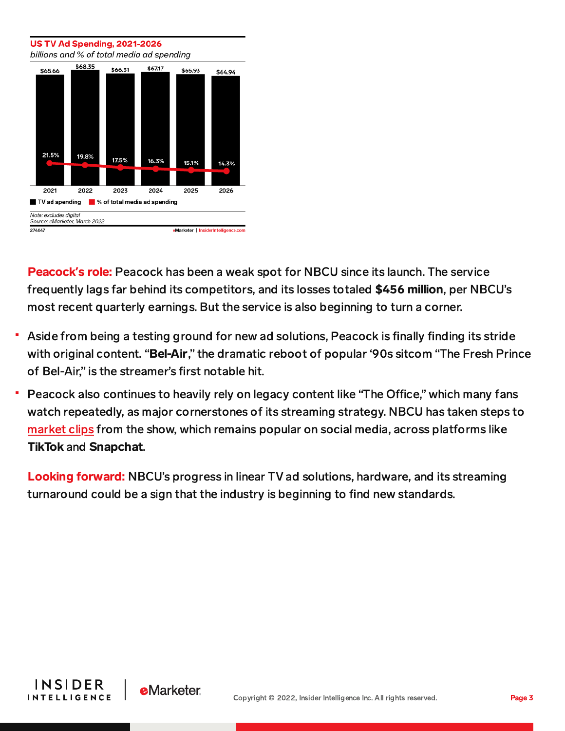**US TV Ad Spending, 2021-2026**

*billions and % of total media ad spending*

$65.66 $68.35 $66.31 $67.17 $65.93 $64.94

21.5% 19.8% 17.5% 16.3% 15.1% 14.3%

2021 2022 2023 2024 2025 2026

TV ad spending | % of total media ad spending

*Note: excludes digital*
*Source: eMarketer, March 2022*

274047

eMarketer | InsiderIntelligence.com

**Peacock's role:** Peacock has been a weak spot for NBCU since its launch. The service frequently lags far behind its competitors, and its losses totaled **$456 million**, per NBCU's most recent quarterly earnings. But the service is also beginning to turn a corner.

- Aside from being a testing ground for new ad solutions, Peacock is finally finding its stride with original content. "**Bel-Air**," the dramatic reboot of popular '90s sitcom "The Fresh Prince of Bel-Air," is the streamer's first notable hit.
- Peacock also continues to heavily rely on legacy content like "The Office," which many fans watch repeatedly, as major cornerstones of its streaming strategy. NBCU has taken steps to market clips from the show, which remains popular on social media, across platforms like **TikTok** and **Snapchat**.

**Looking forward:** NBCU's progress in linear TV ad solutions, hardware, and its streaming turnaround could be a sign that the industry is beginning to find new standards.